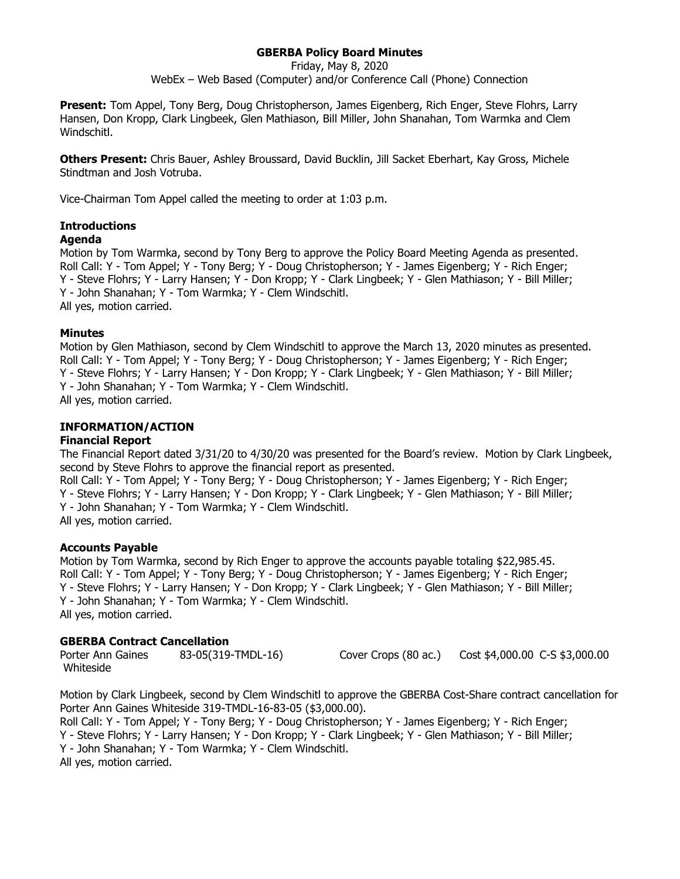# GBERBA Policy Board Minutes

Friday, May 8, 2020

WebEx – Web Based (Computer) and/or Conference Call (Phone) Connection

**Present:** Tom Appel, Tony Berg, Doug Christopherson, James Eigenberg, Rich Enger, Steve Flohrs, Larry Hansen, Don Kropp, Clark Lingbeek, Glen Mathiason, Bill Miller, John Shanahan, Tom Warmka and Clem Windschitl.

**Others Present:** Chris Bauer, Ashley Broussard, David Bucklin, Jill Sacket Eberhart, Kay Gross, Michele Stindtman and Josh Votruba.

Vice-Chairman Tom Appel called the meeting to order at 1:03 p.m.

## Introductions

### Agenda

Motion by Tom Warmka, second by Tony Berg to approve the Policy Board Meeting Agenda as presented.
Roll Call: Y - Tom Appel; Y - Tony Berg; Y - Doug Christopherson; Y - James Eigenberg; Y - Rich Enger; Y - Steve Flohrs; Y - Larry Hansen; Y - Don Kropp; Y - Clark Lingbeek; Y - Glen Mathiason; Y - Bill Miller; Y - John Shanahan; Y - Tom Warmka; Y - Clem Windschitl.
All yes, motion carried.

### Minutes

Motion by Glen Mathiason, second by Clem Windschitl to approve the March 13, 2020 minutes as presented.
Roll Call: Y - Tom Appel; Y - Tony Berg; Y - Doug Christopherson; Y - James Eigenberg; Y - Rich Enger; Y - Steve Flohrs; Y - Larry Hansen; Y - Don Kropp; Y - Clark Lingbeek; Y - Glen Mathiason; Y - Bill Miller; Y - John Shanahan; Y - Tom Warmka; Y - Clem Windschitl.
All yes, motion carried.

## INFORMATION/ACTION

### Financial Report

The Financial Report dated 3/31/20 to 4/30/20 was presented for the Board's review. Motion by Clark Lingbeek, second by Steve Flohrs to approve the financial report as presented.
Roll Call: Y - Tom Appel; Y - Tony Berg; Y - Doug Christopherson; Y - James Eigenberg; Y - Rich Enger; Y - Steve Flohrs; Y - Larry Hansen; Y - Don Kropp; Y - Clark Lingbeek; Y - Glen Mathiason; Y - Bill Miller; Y - John Shanahan; Y - Tom Warmka; Y - Clem Windschitl.
All yes, motion carried.

### Accounts Payable

Motion by Tom Warmka, second by Rich Enger to approve the accounts payable totaling $22,985.45.
Roll Call: Y - Tom Appel; Y - Tony Berg; Y - Doug Christopherson; Y - James Eigenberg; Y - Rich Enger; Y - Steve Flohrs; Y - Larry Hansen; Y - Don Kropp; Y - Clark Lingbeek; Y - Glen Mathiason; Y - Bill Miller; Y - John Shanahan; Y - Tom Warmka; Y - Clem Windschitl.
All yes, motion carried.

### GBERBA Contract Cancellation

| | | | |
|---|---|---|---|
| Porter Ann Gaines Whiteside | 83-05(319-TMDL-16) | Cover Crops (80 ac.) | Cost $4,000.00 C-S $3,000.00 |

Motion by Clark Lingbeek, second by Clem Windschitl to approve the GBERBA Cost-Share contract cancellation for Porter Ann Gaines Whiteside 319-TMDL-16-83-05 ($3,000.00).
Roll Call: Y - Tom Appel; Y - Tony Berg; Y - Doug Christopherson; Y - James Eigenberg; Y - Rich Enger; Y - Steve Flohrs; Y - Larry Hansen; Y - Don Kropp; Y - Clark Lingbeek; Y - Glen Mathiason; Y - Bill Miller; Y - John Shanahan; Y - Tom Warmka; Y - Clem Windschitl.
All yes, motion carried.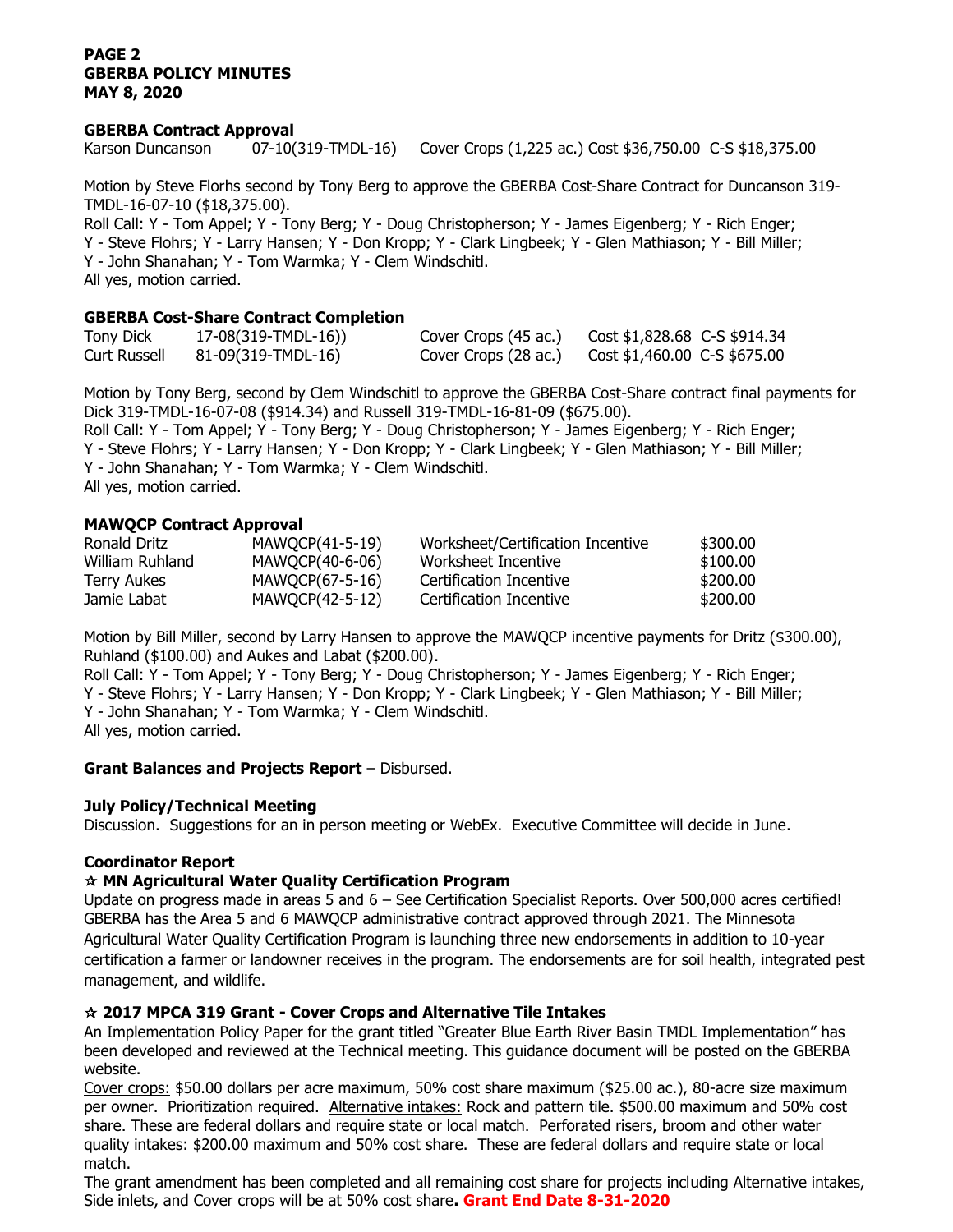**GBERBA Contract Approval**

| Karson Duncanson | 07-10(319-TMDL-16) | Cover Crops (1,225 ac.) Cost $36,750.00 | C-S $18,375.00 |
|---|---|---|---|

Motion by Steve Florhs second by Tony Berg to approve the GBERBA Cost-Share Contract for Duncanson 319-TMDL-16-07-10 ($18,375.00).
Roll Call: Y - Tom Appel; Y - Tony Berg; Y - Doug Christopherson; Y - James Eigenberg; Y - Rich Enger; Y - Steve Flohrs; Y - Larry Hansen; Y - Don Kropp; Y - Clark Lingbeek; Y - Glen Mathiason; Y - Bill Miller; Y - John Shanahan; Y - Tom Warmka; Y - Clem Windschitl.
All yes, motion carried.

**GBERBA Cost-Share Contract Completion**

| Tony Dick | 17-08(319-TMDL-16)) | Cover Crops (45 ac.) | Cost $1,828.68 | C-S $914.34 |
|---|---|---|---|---|
| Curt Russell | 81-09(319-TMDL-16) | Cover Crops (28 ac.) | Cost $1,460.00 | C-S $675.00 |

Motion by Tony Berg, second by Clem Windschitl to approve the GBERBA Cost-Share contract final payments for Dick 319-TMDL-16-07-08 ($914.34) and Russell 319-TMDL-16-81-09 ($675.00).
Roll Call: Y - Tom Appel; Y - Tony Berg; Y - Doug Christopherson; Y - James Eigenberg; Y - Rich Enger; Y - Steve Flohrs; Y - Larry Hansen; Y - Don Kropp; Y - Clark Lingbeek; Y - Glen Mathiason; Y - Bill Miller; Y - John Shanahan; Y - Tom Warmka; Y - Clem Windschitl.
All yes, motion carried.

**MAWQCP Contract Approval**

| Ronald Dritz | MAWQCP(41-5-19) | Worksheet/Certification Incentive | $300.00 |
|---|---|---|---|
| William Ruhland | MAWQCP(40-6-06) | Worksheet Incentive | $100.00 |
| Terry Aukes | MAWQCP(67-5-16) | Certification Incentive | $200.00 |
| Jamie Labat | MAWQCP(42-5-12) | Certification Incentive | $200.00 |

Motion by Bill Miller, second by Larry Hansen to approve the MAWQCP incentive payments for Dritz ($300.00), Ruhland ($100.00) and Aukes and Labat ($200.00).
Roll Call: Y - Tom Appel; Y - Tony Berg; Y - Doug Christopherson; Y - James Eigenberg; Y - Rich Enger; Y - Steve Flohrs; Y - Larry Hansen; Y - Don Kropp; Y - Clark Lingbeek; Y - Glen Mathiason; Y - Bill Miller; Y - John Shanahan; Y - Tom Warmka; Y - Clem Windschitl.
All yes, motion carried.

**Grant Balances and Projects Report** – Disbursed.

**July Policy/Technical Meeting**

Discussion. Suggestions for an in person meeting or WebEx. Executive Committee will decide in June.

**Coordinator Report**

**☆ MN Agricultural Water Quality Certification Program**

Update on progress made in areas 5 and 6 – See Certification Specialist Reports. Over 500,000 acres certified! GBERBA has the Area 5 and 6 MAWQCP administrative contract approved through 2021. The Minnesota Agricultural Water Quality Certification Program is launching three new endorsements in addition to 10-year certification a farmer or landowner receives in the program. The endorsements are for soil health, integrated pest management, and wildlife.

**☆ 2017 MPCA 319 Grant - Cover Crops and Alternative Tile Intakes**

An Implementation Policy Paper for the grant titled "Greater Blue Earth River Basin TMDL Implementation" has been developed and reviewed at the Technical meeting. This guidance document will be posted on the GBERBA website.

Cover crops: $50.00 dollars per acre maximum, 50% cost share maximum ($25.00 ac.), 80-acre size maximum per owner. Prioritization required. Alternative intakes: Rock and pattern tile. $500.00 maximum and 50% cost share. These are federal dollars and require state or local match. Perforated risers, broom and other water quality intakes: $200.00 maximum and 50% cost share. These are federal dollars and require state or local match.

The grant amendment has been completed and all remaining cost share for projects including Alternative intakes, Side inlets, and Cover crops will be at 50% cost share. **Grant End Date 8-31-2020**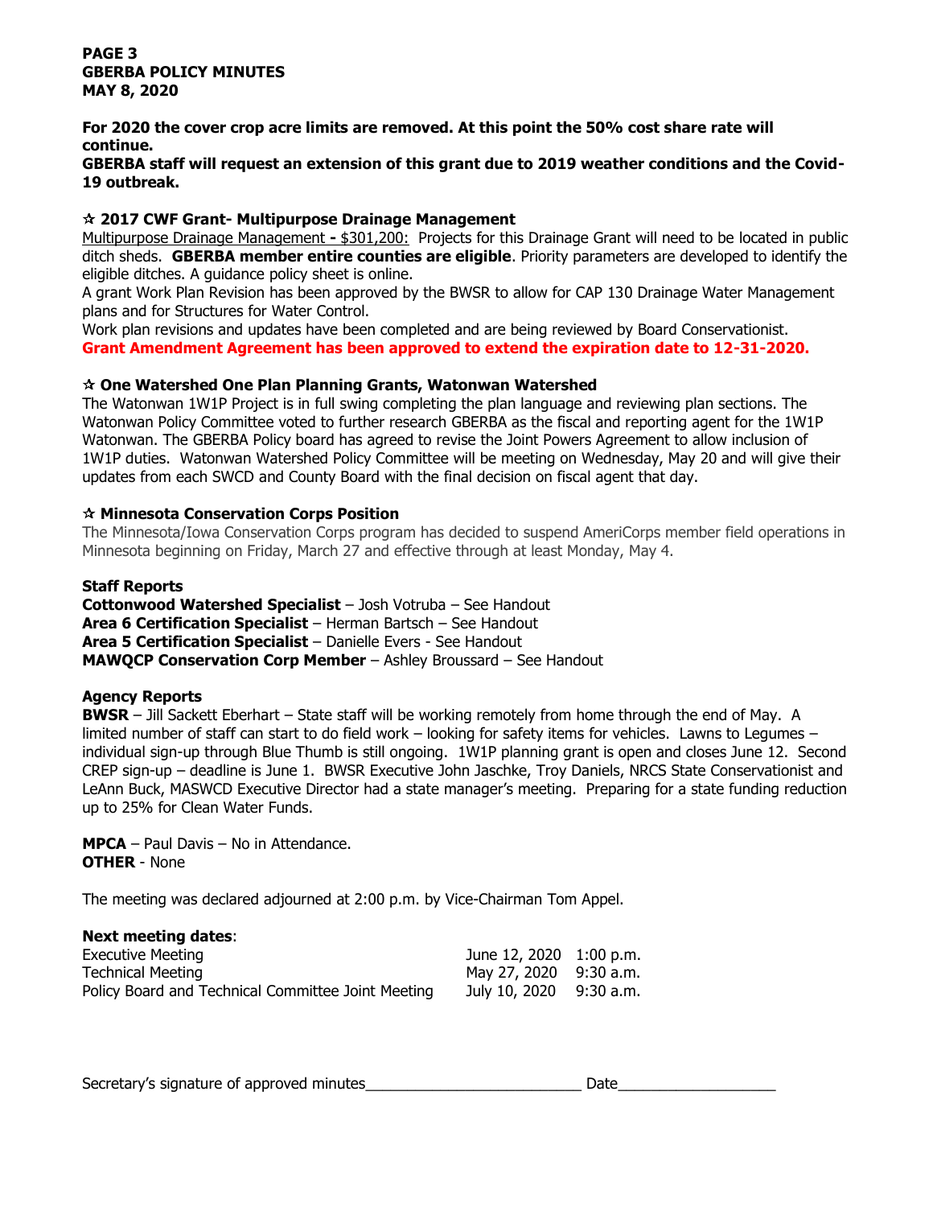**For 2020 the cover crop acre limits are removed. At this point the 50% cost share rate will continue.**
**GBERBA staff will request an extension of this grant due to 2019 weather conditions and the Covid-19 outbreak.**

### ✫ 2017 CWF Grant- Multipurpose Drainage Management

Multipurpose Drainage Management **-** $301,200: Projects for this Drainage Grant will need to be located in public ditch sheds. **GBERBA member entire counties are eligible**. Priority parameters are developed to identify the eligible ditches. A guidance policy sheet is online.
A grant Work Plan Revision has been approved by the BWSR to allow for CAP 130 Drainage Water Management plans and for Structures for Water Control.
Work plan revisions and updates have been completed and are being reviewed by Board Conservationist.
**Grant Amendment Agreement has been approved to extend the expiration date to 12-31-2020.**

### ✫ One Watershed One Plan Planning Grants, Watonwan Watershed

The Watonwan 1W1P Project is in full swing completing the plan language and reviewing plan sections. The Watonwan Policy Committee voted to further research GBERBA as the fiscal and reporting agent for the 1W1P Watonwan. The GBERBA Policy board has agreed to revise the Joint Powers Agreement to allow inclusion of 1W1P duties. Watonwan Watershed Policy Committee will be meeting on Wednesday, May 20 and will give their updates from each SWCD and County Board with the final decision on fiscal agent that day.

### ✫ Minnesota Conservation Corps Position

The Minnesota/Iowa Conservation Corps program has decided to suspend AmeriCorps member field operations in Minnesota beginning on Friday, March 27 and effective through at least Monday, May 4.

**Staff Reports**
**Cottonwood Watershed Specialist** – Josh Votruba – See Handout
**Area 6 Certification Specialist** – Herman Bartsch – See Handout
**Area 5 Certification Specialist** – Danielle Evers - See Handout
**MAWQCP Conservation Corp Member** – Ashley Broussard – See Handout

**Agency Reports**
**BWSR** – Jill Sackett Eberhart – State staff will be working remotely from home through the end of May. A limited number of staff can start to do field work – looking for safety items for vehicles. Lawns to Legumes – individual sign-up through Blue Thumb is still ongoing. 1W1P planning grant is open and closes June 12. Second CREP sign-up – deadline is June 1. BWSR Executive John Jaschke, Troy Daniels, NRCS State Conservationist and LeAnn Buck, MASWCD Executive Director had a state manager's meeting. Preparing for a state funding reduction up to 25% for Clean Water Funds.

**MPCA** – Paul Davis – No in Attendance.
**OTHER** - None

The meeting was declared adjourned at 2:00 p.m. by Vice-Chairman Tom Appel.

**Next meeting dates**:

| | | |
|---|---|---|
| Executive Meeting | June 12, 2020 | 1:00 p.m. |
| Technical Meeting | May 27, 2020 | 9:30 a.m. |
| Policy Board and Technical Committee Joint Meeting | July 10, 2020 | 9:30 a.m. |

Secretary's signature of approved minutes_________________________ Date__________________